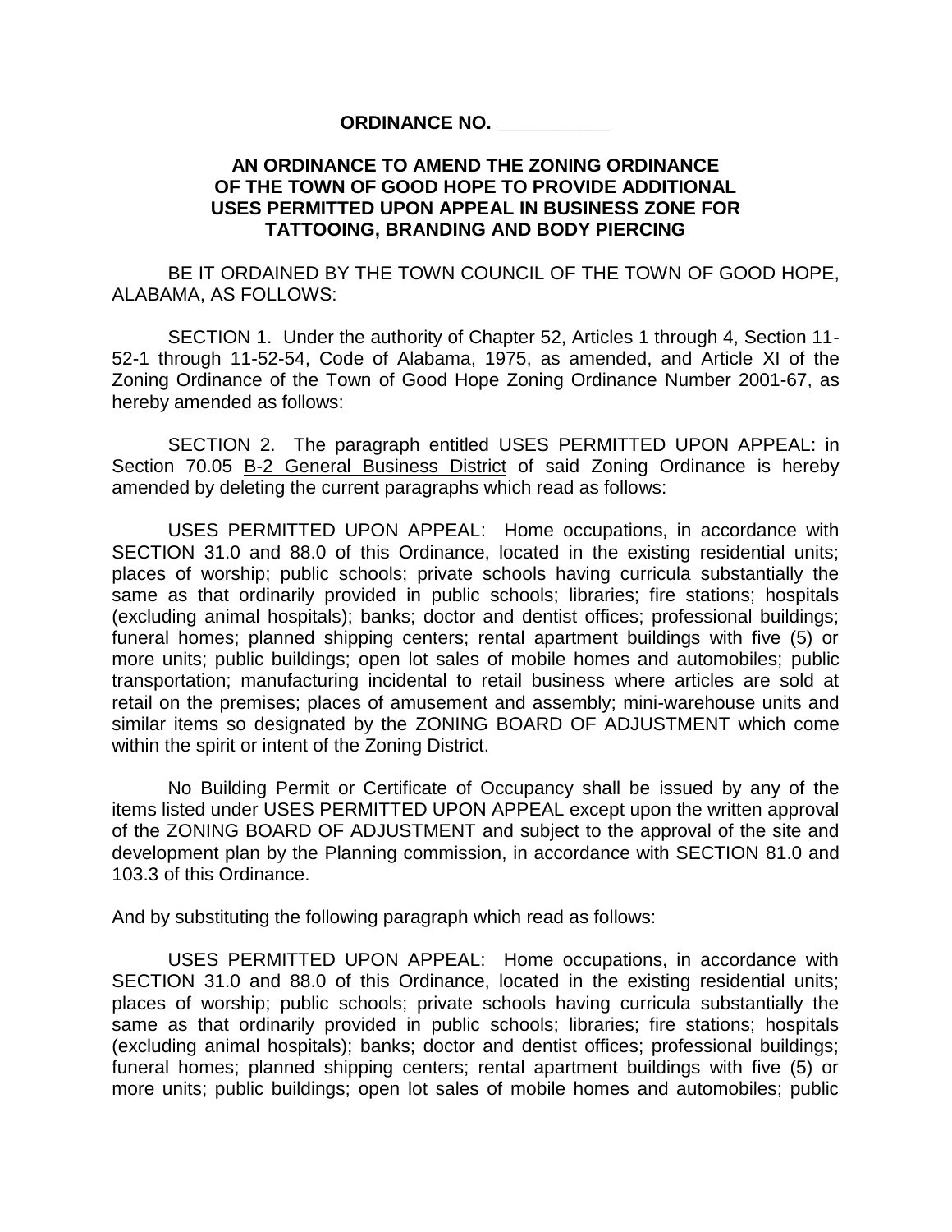**ORDINANCE NO. \_\_\_\_\_\_\_\_\_\_\_**

**AN ORDINANCE TO AMEND THE ZONING ORDINANCE OF THE TOWN OF GOOD HOPE TO PROVIDE ADDITIONAL USES PERMITTED UPON APPEAL IN BUSINESS ZONE FOR TATTOOING, BRANDING AND BODY PIERCING**

BE IT ORDAINED BY THE TOWN COUNCIL OF THE TOWN OF GOOD HOPE, ALABAMA, AS FOLLOWS:

SECTION 1. Under the authority of Chapter 52, Articles 1 through 4, Section 11-52-1 through 11-52-54, Code of Alabama, 1975, as amended, and Article XI of the Zoning Ordinance of the Town of Good Hope Zoning Ordinance Number 2001-67, as hereby amended as follows:

SECTION 2. The paragraph entitled USES PERMITTED UPON APPEAL: in Section 70.05 <u>B-2 General Business District</u> of said Zoning Ordinance is hereby amended by deleting the current paragraphs which read as follows:

USES PERMITTED UPON APPEAL: Home occupations, in accordance with SECTION 31.0 and 88.0 of this Ordinance, located in the existing residential units; places of worship; public schools; private schools having curricula substantially the same as that ordinarily provided in public schools; libraries; fire stations; hospitals (excluding animal hospitals); banks; doctor and dentist offices; professional buildings; funeral homes; planned shipping centers; rental apartment buildings with five (5) or more units; public buildings; open lot sales of mobile homes and automobiles; public transportation; manufacturing incidental to retail business where articles are sold at retail on the premises; places of amusement and assembly; mini-warehouse units and similar items so designated by the ZONING BOARD OF ADJUSTMENT which come within the spirit or intent of the Zoning District.

No Building Permit or Certificate of Occupancy shall be issued by any of the items listed under USES PERMITTED UPON APPEAL except upon the written approval of the ZONING BOARD OF ADJUSTMENT and subject to the approval of the site and development plan by the Planning commission, in accordance with SECTION 81.0 and 103.3 of this Ordinance.

And by substituting the following paragraph which read as follows:

USES PERMITTED UPON APPEAL: Home occupations, in accordance with SECTION 31.0 and 88.0 of this Ordinance, located in the existing residential units; places of worship; public schools; private schools having curricula substantially the same as that ordinarily provided in public schools; libraries; fire stations; hospitals (excluding animal hospitals); banks; doctor and dentist offices; professional buildings; funeral homes; planned shipping centers; rental apartment buildings with five (5) or more units; public buildings; open lot sales of mobile homes and automobiles; public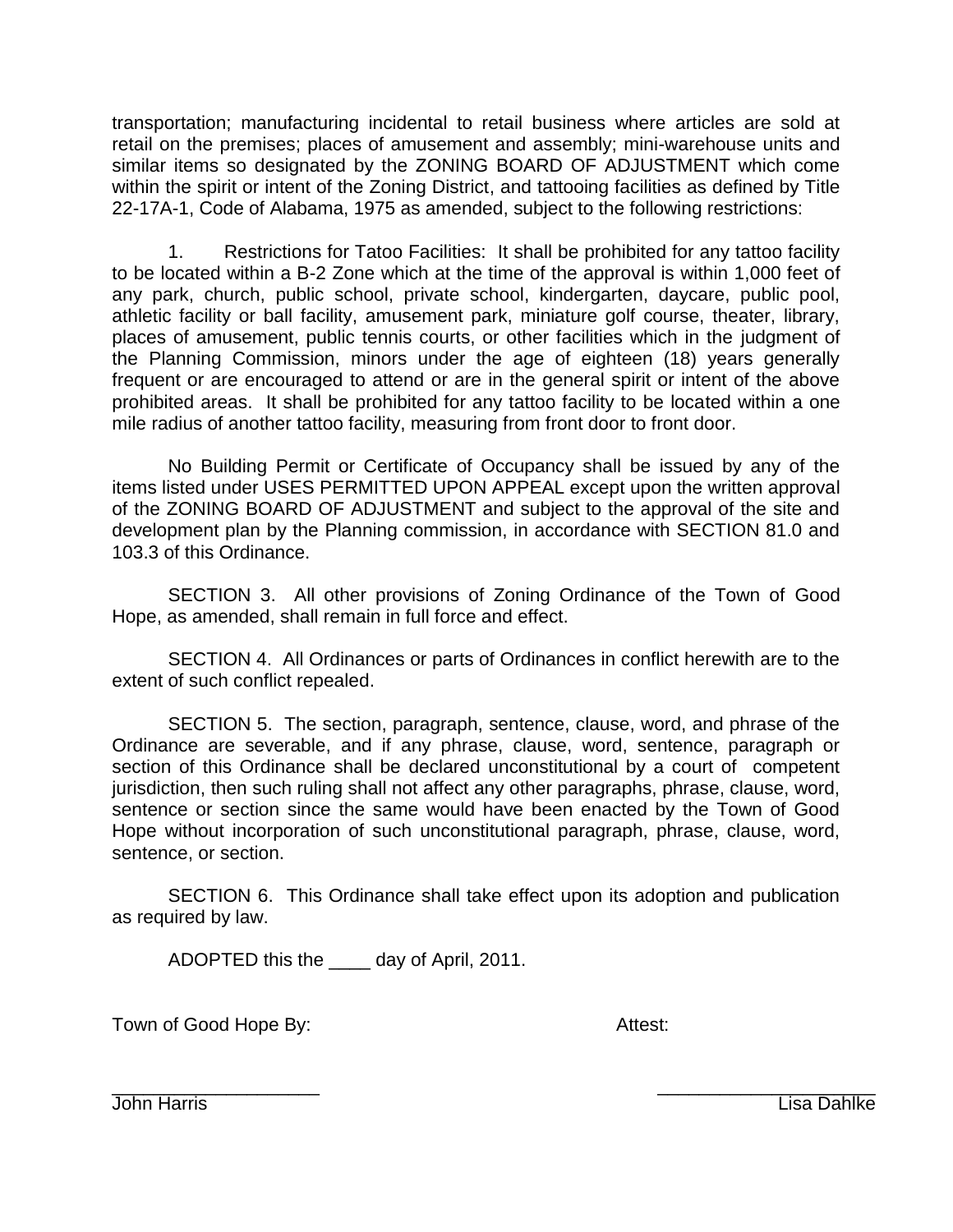transportation; manufacturing incidental to retail business where articles are sold at retail on the premises; places of amusement and assembly; mini-warehouse units and similar items so designated by the ZONING BOARD OF ADJUSTMENT which come within the spirit or intent of the Zoning District, and tattooing facilities as defined by Title 22-17A-1, Code of Alabama, 1975 as amended, subject to the following restrictions:

1. Restrictions for Tatoo Facilities: It shall be prohibited for any tattoo facility to be located within a B-2 Zone which at the time of the approval is within 1,000 feet of any park, church, public school, private school, kindergarten, daycare, public pool, athletic facility or ball facility, amusement park, miniature golf course, theater, library, places of amusement, public tennis courts, or other facilities which in the judgment of the Planning Commission, minors under the age of eighteen (18) years generally frequent or are encouraged to attend or are in the general spirit or intent of the above prohibited areas. It shall be prohibited for any tattoo facility to be located within a one mile radius of another tattoo facility, measuring from front door to front door.

No Building Permit or Certificate of Occupancy shall be issued by any of the items listed under USES PERMITTED UPON APPEAL except upon the written approval of the ZONING BOARD OF ADJUSTMENT and subject to the approval of the site and development plan by the Planning commission, in accordance with SECTION 81.0 and 103.3 of this Ordinance.

SECTION 3. All other provisions of Zoning Ordinance of the Town of Good Hope, as amended, shall remain in full force and effect.

SECTION 4. All Ordinances or parts of Ordinances in conflict herewith are to the extent of such conflict repealed.

SECTION 5. The section, paragraph, sentence, clause, word, and phrase of the Ordinance are severable, and if any phrase, clause, word, sentence, paragraph or section of this Ordinance shall be declared unconstitutional by a court of competent jurisdiction, then such ruling shall not affect any other paragraphs, phrase, clause, word, sentence or section since the same would have been enacted by the Town of Good Hope without incorporation of such unconstitutional paragraph, phrase, clause, word, sentence, or section.

SECTION 6. This Ordinance shall take effect upon its adoption and publication as required by law.

ADOPTED this the ____ day of April, 2011.

Town of Good Hope By: Attest:

_____________________ _____________________

John Harris Lisa Dahlke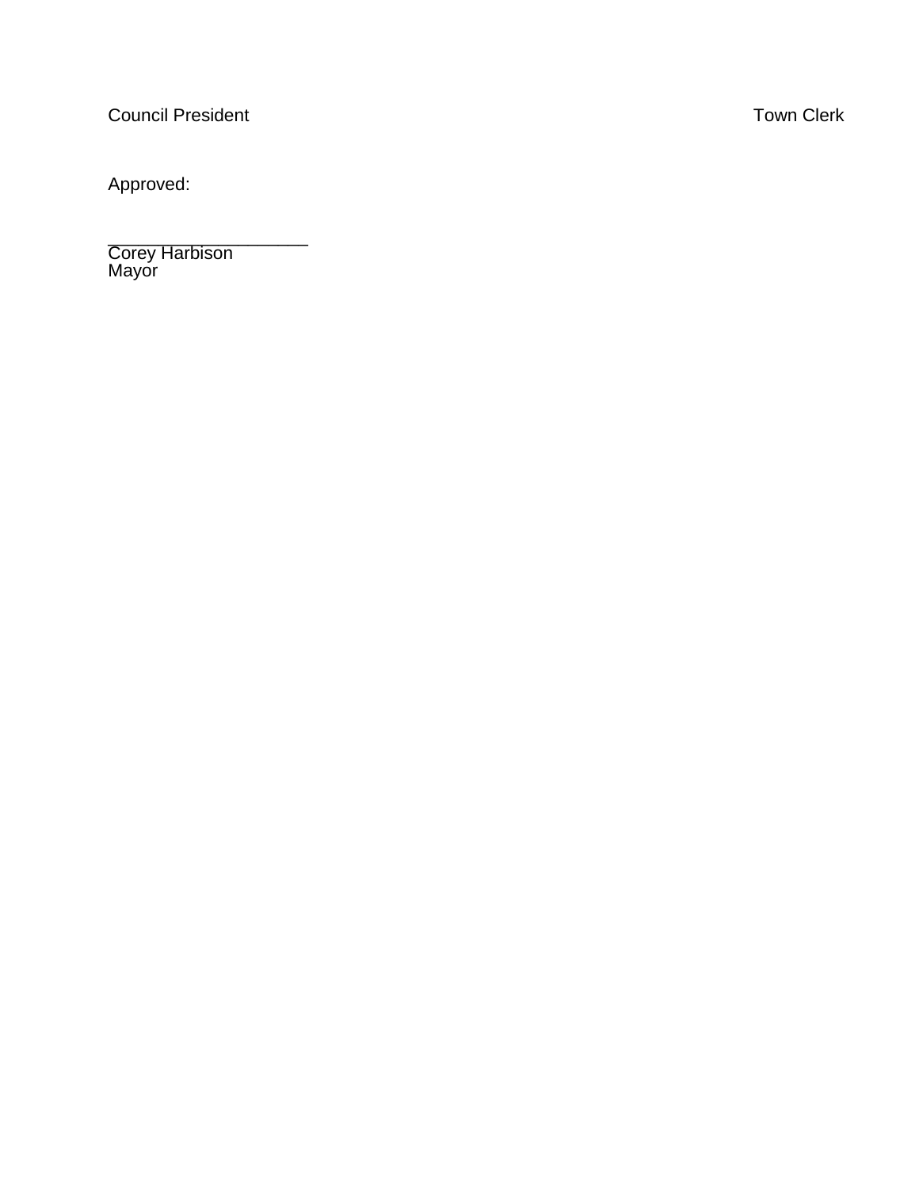Council President Town Clerk

Approved:

____________________
Corey Harbison
Mayor